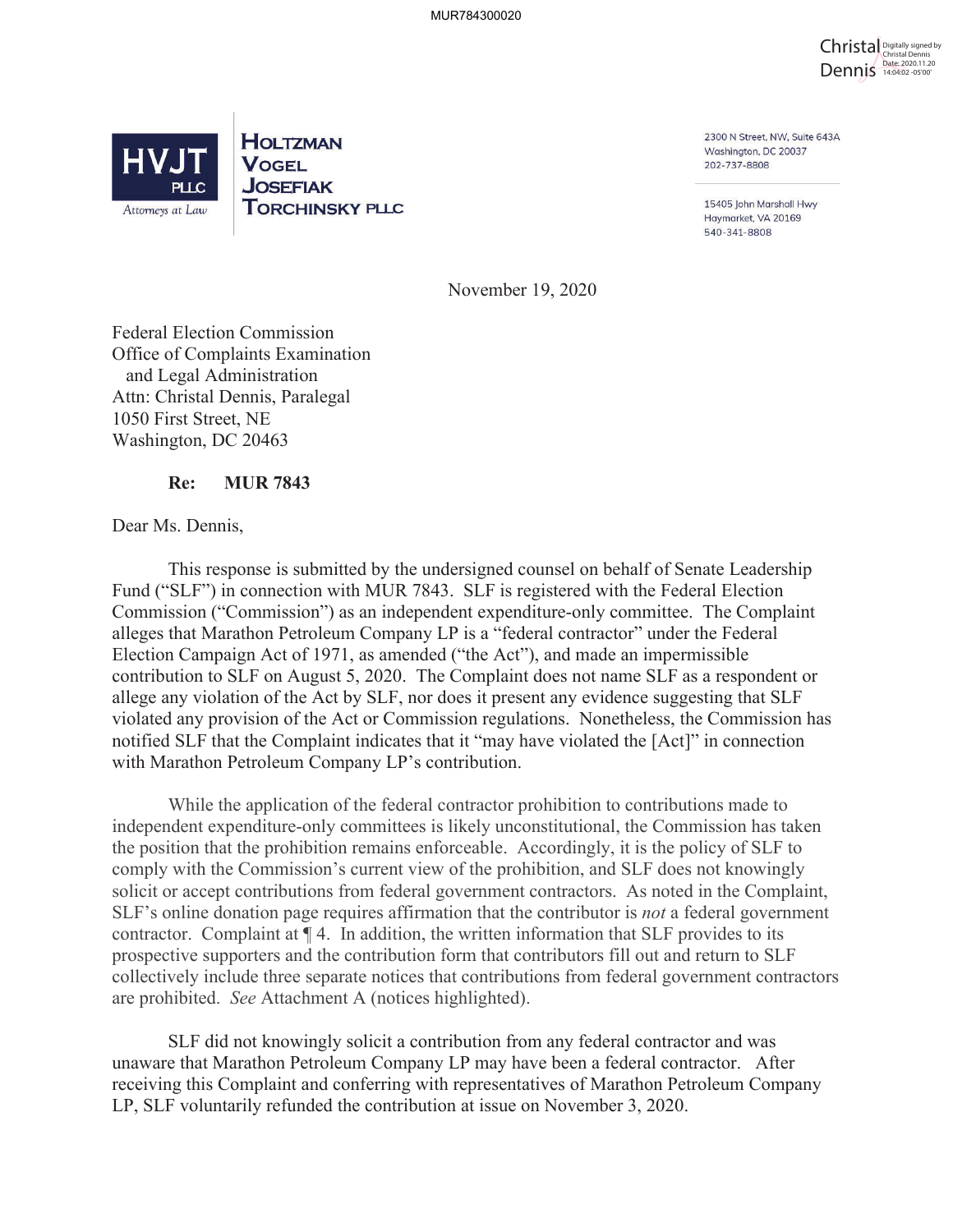MUR784300020

Christal Dennis
Digitally signed by Christal Dennis
Date: 2020.11.20 14:04:02 -05'00'

**HVJT PLLC**
*Attorneys at Law*

**Holtzman Vogel Josefiak Torchinsky PLLC**

2300 N Street, NW, Suite 643A
Washington, DC 20037
202-737-8808

15405 John Marshall Hwy
Haymarket, VA 20169
540-341-8808

November 19, 2020

Federal Election Commission
Office of Complaints Examination
and Legal Administration
Attn: Christal Dennis, Paralegal
1050 First Street, NE
Washington, DC 20463

**Re: MUR 7843**

Dear Ms. Dennis,

This response is submitted by the undersigned counsel on behalf of Senate Leadership Fund ("SLF") in connection with MUR 7843. SLF is registered with the Federal Election Commission ("Commission") as an independent expenditure-only committee. The Complaint alleges that Marathon Petroleum Company LP is a "federal contractor" under the Federal Election Campaign Act of 1971, as amended ("the Act"), and made an impermissible contribution to SLF on August 5, 2020. The Complaint does not name SLF as a respondent or allege any violation of the Act by SLF, nor does it present any evidence suggesting that SLF violated any provision of the Act or Commission regulations. Nonetheless, the Commission has notified SLF that the Complaint indicates that it "may have violated the [Act]" in connection with Marathon Petroleum Company LP's contribution.

While the application of the federal contractor prohibition to contributions made to independent expenditure-only committees is likely unconstitutional, the Commission has taken the position that the prohibition remains enforceable. Accordingly, it is the policy of SLF to comply with the Commission's current view of the prohibition, and SLF does not knowingly solicit or accept contributions from federal government contractors. As noted in the Complaint, SLF's online donation page requires affirmation that the contributor is *not* a federal government contractor. Complaint at ¶ 4. In addition, the written information that SLF provides to its prospective supporters and the contribution form that contributors fill out and return to SLF collectively include three separate notices that contributions from federal government contractors are prohibited. *See* Attachment A (notices highlighted).

SLF did not knowingly solicit a contribution from any federal contractor and was unaware that Marathon Petroleum Company LP may have been a federal contractor. After receiving this Complaint and conferring with representatives of Marathon Petroleum Company LP, SLF voluntarily refunded the contribution at issue on November 3, 2020.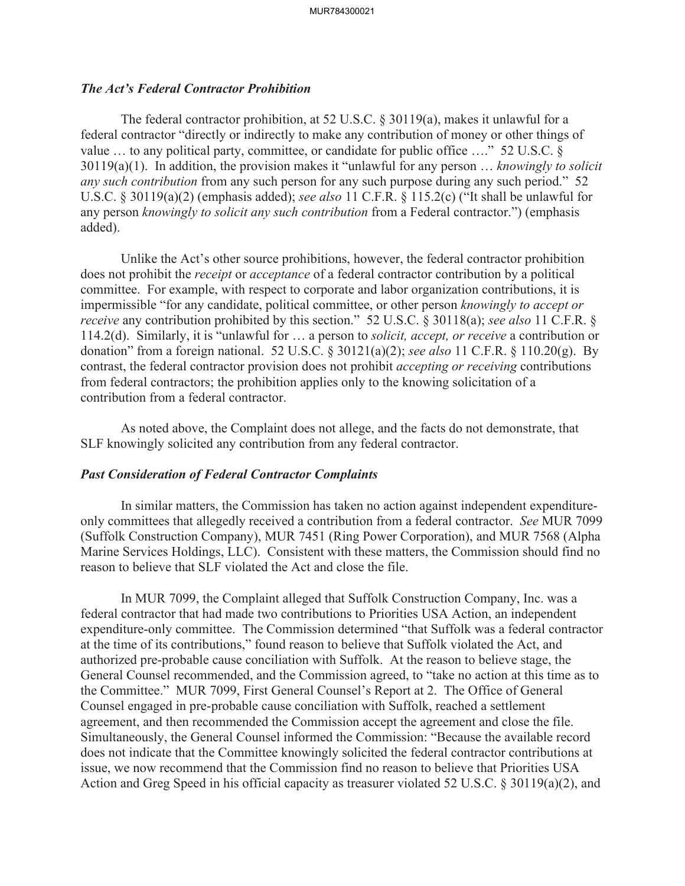### *The Act's Federal Contractor Prohibition*

The federal contractor prohibition, at 52 U.S.C. § 30119(a), makes it unlawful for a federal contractor "directly or indirectly to make any contribution of money or other things of value … to any political party, committee, or candidate for public office …." 52 U.S.C. § 30119(a)(1). In addition, the provision makes it "unlawful for any person … *knowingly to solicit any such contribution* from any such person for any such purpose during any such period." 52 U.S.C. § 30119(a)(2) (emphasis added); *see also* 11 C.F.R. § 115.2(c) ("It shall be unlawful for any person *knowingly to solicit any such contribution* from a Federal contractor.") (emphasis added).

Unlike the Act's other source prohibitions, however, the federal contractor prohibition does not prohibit the *receipt* or *acceptance* of a federal contractor contribution by a political committee. For example, with respect to corporate and labor organization contributions, it is impermissible "for any candidate, political committee, or other person *knowingly to accept or receive* any contribution prohibited by this section." 52 U.S.C. § 30118(a); *see also* 11 C.F.R. § 114.2(d). Similarly, it is "unlawful for … a person to *solicit, accept, or receive* a contribution or donation" from a foreign national. 52 U.S.C. § 30121(a)(2); *see also* 11 C.F.R. § 110.20(g). By contrast, the federal contractor provision does not prohibit *accepting or receiving* contributions from federal contractors; the prohibition applies only to the knowing solicitation of a contribution from a federal contractor.

As noted above, the Complaint does not allege, and the facts do not demonstrate, that SLF knowingly solicited any contribution from any federal contractor.

### *Past Consideration of Federal Contractor Complaints*

In similar matters, the Commission has taken no action against independent expenditure-only committees that allegedly received a contribution from a federal contractor. *See* MUR 7099 (Suffolk Construction Company), MUR 7451 (Ring Power Corporation), and MUR 7568 (Alpha Marine Services Holdings, LLC). Consistent with these matters, the Commission should find no reason to believe that SLF violated the Act and close the file.

In MUR 7099, the Complaint alleged that Suffolk Construction Company, Inc. was a federal contractor that had made two contributions to Priorities USA Action, an independent expenditure-only committee. The Commission determined "that Suffolk was a federal contractor at the time of its contributions," found reason to believe that Suffolk violated the Act, and authorized pre-probable cause conciliation with Suffolk. At the reason to believe stage, the General Counsel recommended, and the Commission agreed, to "take no action at this time as to the Committee." MUR 7099, First General Counsel's Report at 2. The Office of General Counsel engaged in pre-probable cause conciliation with Suffolk, reached a settlement agreement, and then recommended the Commission accept the agreement and close the file. Simultaneously, the General Counsel informed the Commission: "Because the available record does not indicate that the Committee knowingly solicited the federal contractor contributions at issue, we now recommend that the Commission find no reason to believe that Priorities USA Action and Greg Speed in his official capacity as treasurer violated 52 U.S.C. § 30119(a)(2), and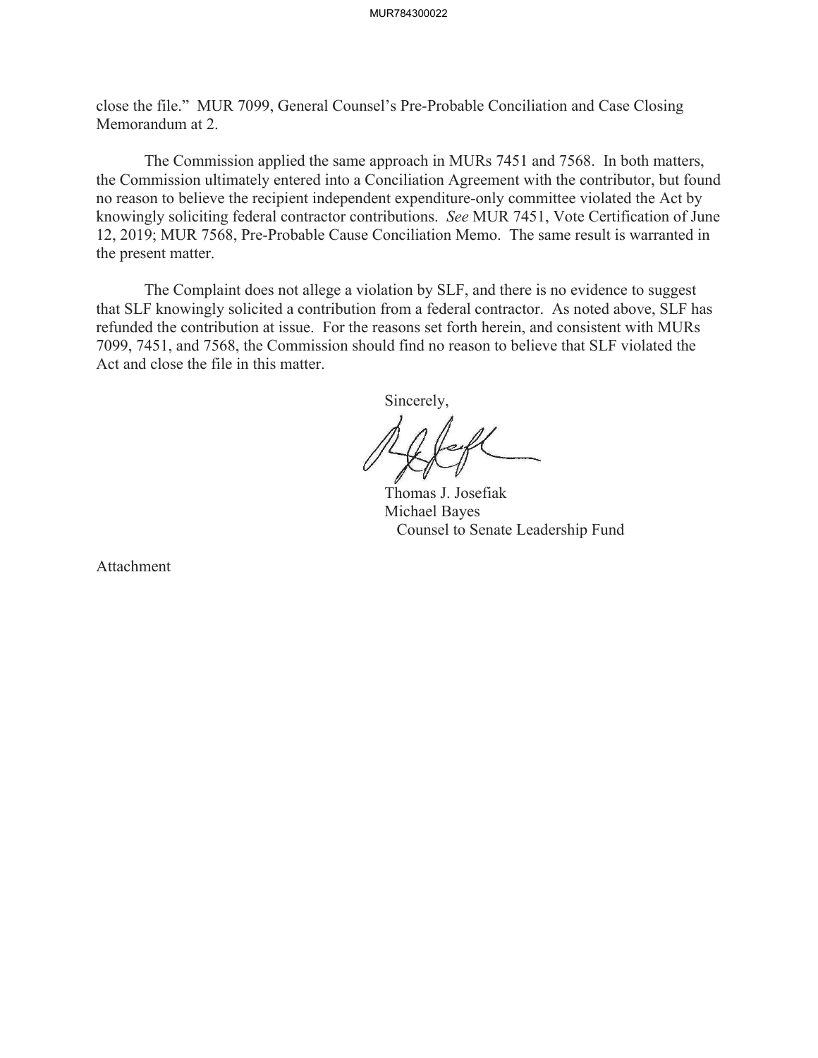close the file." MUR 7099, General Counsel's Pre-Probable Conciliation and Case Closing Memorandum at 2.

The Commission applied the same approach in MURs 7451 and 7568. In both matters, the Commission ultimately entered into a Conciliation Agreement with the contributor, but found no reason to believe the recipient independent expenditure-only committee violated the Act by knowingly soliciting federal contractor contributions. *See* MUR 7451, Vote Certification of June 12, 2019; MUR 7568, Pre-Probable Cause Conciliation Memo. The same result is warranted in the present matter.

The Complaint does not allege a violation by SLF, and there is no evidence to suggest that SLF knowingly solicited a contribution from a federal contractor. As noted above, SLF has refunded the contribution at issue. For the reasons set forth herein, and consistent with MURs 7099, 7451, and 7568, the Commission should find no reason to believe that SLF violated the Act and close the file in this matter.

Sincerely,

Thomas J. Josefiak
Michael Bayes
Counsel to Senate Leadership Fund

Attachment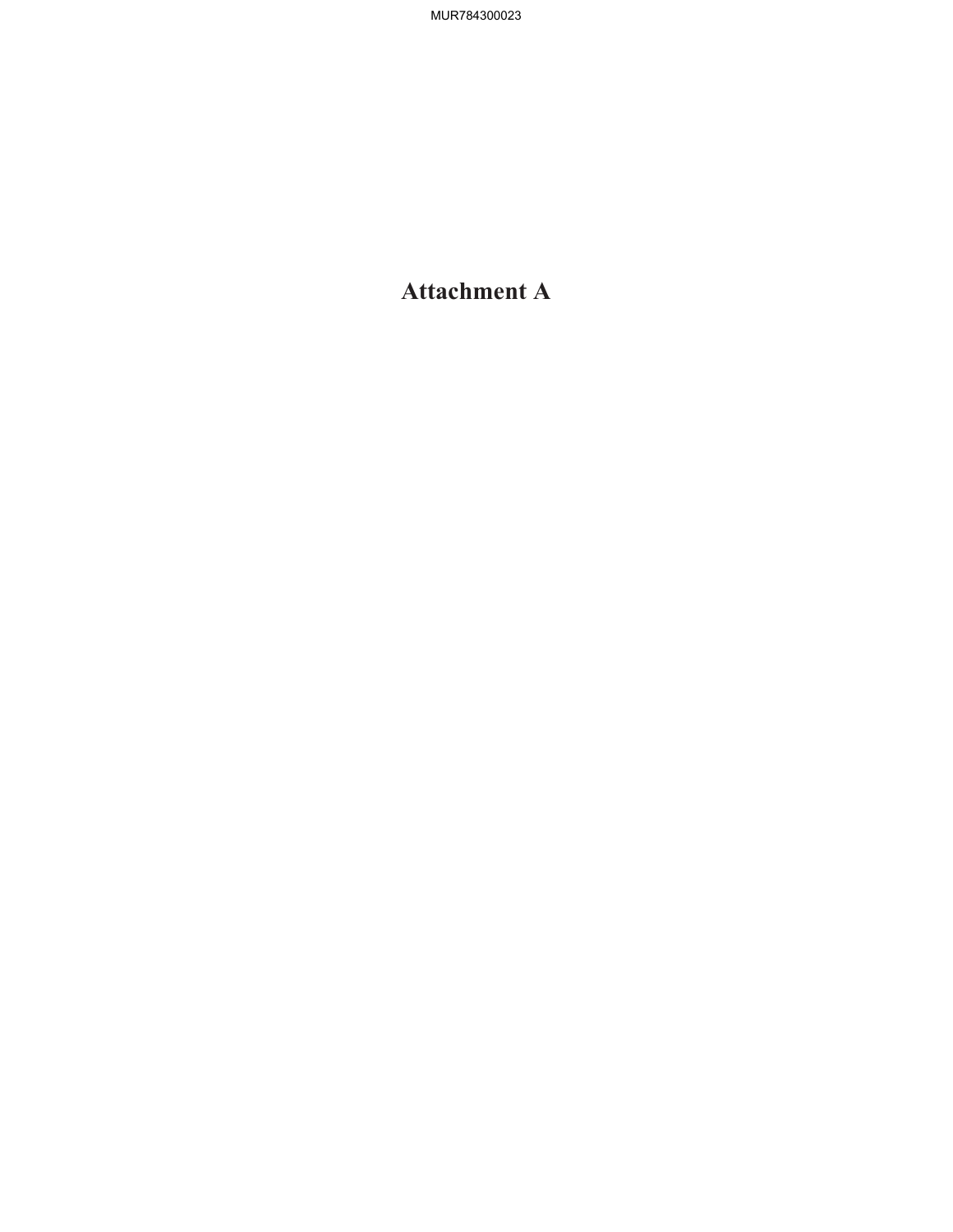# Attachment A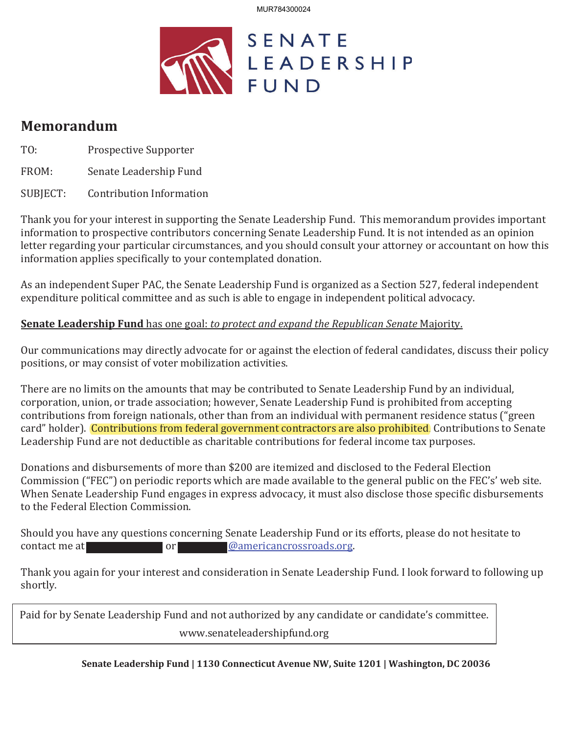# SENATE LEADERSHIP FUND

## Memorandum

TO: Prospective Supporter

FROM: Senate Leadership Fund

SUBJECT: Contribution Information

Thank you for your interest in supporting the Senate Leadership Fund. This memorandum provides important information to prospective contributors concerning Senate Leadership Fund. It is not intended as an opinion letter regarding your particular circumstances, and you should consult your attorney or accountant on how this information applies specifically to your contemplated donation.

As an independent Super PAC, the Senate Leadership Fund is organized as a Section 527, federal independent expenditure political committee and as such is able to engage in independent political advocacy.

**Senate Leadership Fund** has one goal: *to protect and expand the Republican Senate* Majority.

Our communications may directly advocate for or against the election of federal candidates, discuss their policy positions, or may consist of voter mobilization activities.

There are no limits on the amounts that may be contributed to Senate Leadership Fund by an individual, corporation, union, or trade association; however, Senate Leadership Fund is prohibited from accepting contributions from foreign nationals, other than from an individual with permanent residence status ("green card" holder). Contributions from federal government contractors are also prohibited. Contributions to Senate Leadership Fund are not deductible as charitable contributions for federal income tax purposes.

Donations and disbursements of more than $200 are itemized and disclosed to the Federal Election Commission ("FEC") on periodic reports which are made available to the general public on the FEC's' web site. When Senate Leadership Fund engages in express advocacy, it must also disclose those specific disbursements to the Federal Election Commission.

Should you have any questions concerning Senate Leadership Fund or its efforts, please do not hesitate to contact me at [REDACTED] or [REDACTED]@americancrossroads.org.

Thank you again for your interest and consideration in Senate Leadership Fund. I look forward to following up shortly.

Paid for by Senate Leadership Fund and not authorized by any candidate or candidate's committee.
www.senateleadershipfund.org

**Senate Leadership Fund | 1130 Connecticut Avenue NW, Suite 1201 | Washington, DC 20036**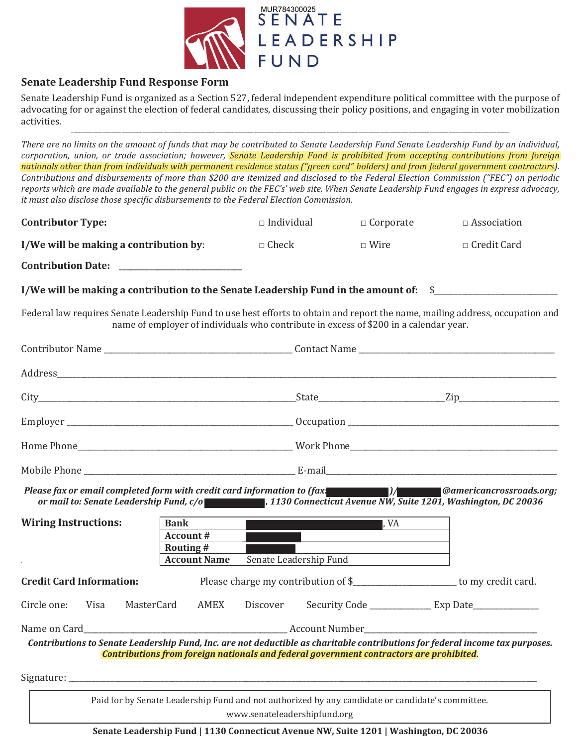MUR784300025

# SENATE LEADERSHIP FUND

## Senate Leadership Fund Response Form

Senate Leadership Fund is organized as a Section 527, federal independent expenditure political committee with the purpose of advocating for or against the election of federal candidates, discussing their policy positions, and engaging in voter mobilization activities.

---

*There are no limits on the amount of funds that may be contributed to Senate Leadership Fund Senate Leadership Fund by an individual, corporation, union, or trade association; however, Senate Leadership Fund is prohibited from accepting contributions from foreign nationals other than from individuals with permanent residence status ("green card" holders) and from federal government contractors). Contributions and disbursements of more than $200 are itemized and disclosed to the Federal Election Commission ("FEC") on periodic reports which are made available to the general public on the FEC's' web site. When Senate Leadership Fund engages in express advocacy, it must also disclose those specific disbursements to the Federal Election Commission.*

**Contributor Type:** □ Individual □ Corporate □ Association

**I/We will be making a contribution by:** □ Check □ Wire □ Credit Card

**Contribution Date:** ____________________

**I/We will be making a contribution to the Senate Leadership Fund in the amount of:** $____________________

Federal law requires Senate Leadership Fund to use best efforts to obtain and report the name, mailing address, occupation and name of employer of individuals who contribute in excess of $200 in a calendar year.

Contributor Name ____________________ Contact Name ____________________

Address____________________

City____________________State____________________Zip____________________

Employer ____________________ Occupation ____________________

Home Phone____________________ Work Phone____________________

Mobile Phone ____________________ E-mail____________________

***Please fax or email completed form with credit card information to (fax: [REDACTED])/[REDACTED]@americancrossroads.org; or mail to: Senate Leadership Fund, c/o [REDACTED], 1130 Connecticut Avenue NW, Suite 1201, Washington, DC 20036***

**Wiring Instructions:**

| | |
|---|---|
| **Bank** | [REDACTED], VA |
| **Account #** | [REDACTED] |
| **Routing #** | [REDACTED] |
| **Account Name** | Senate Leadership Fund |

**Credit Card Information:** Please charge my contribution of $____________________ to my credit card.

Circle one: Visa MasterCard AMEX Discover Security Code __________ Exp Date__________

Name on Card____________________ Account Number____________________

***Contributions to Senate Leadership Fund, Inc. are not deductible as charitable contributions for federal income tax purposes. Contributions from foreign nationals and federal government contractors are prohibited.***

Signature: ____________________

Paid for by Senate Leadership Fund and not authorized by any candidate or candidate's committee.
www.senateleadershipfund.org

**Senate Leadership Fund | 1130 Connecticut Avenue NW, Suite 1201 | Washington, DC 20036**